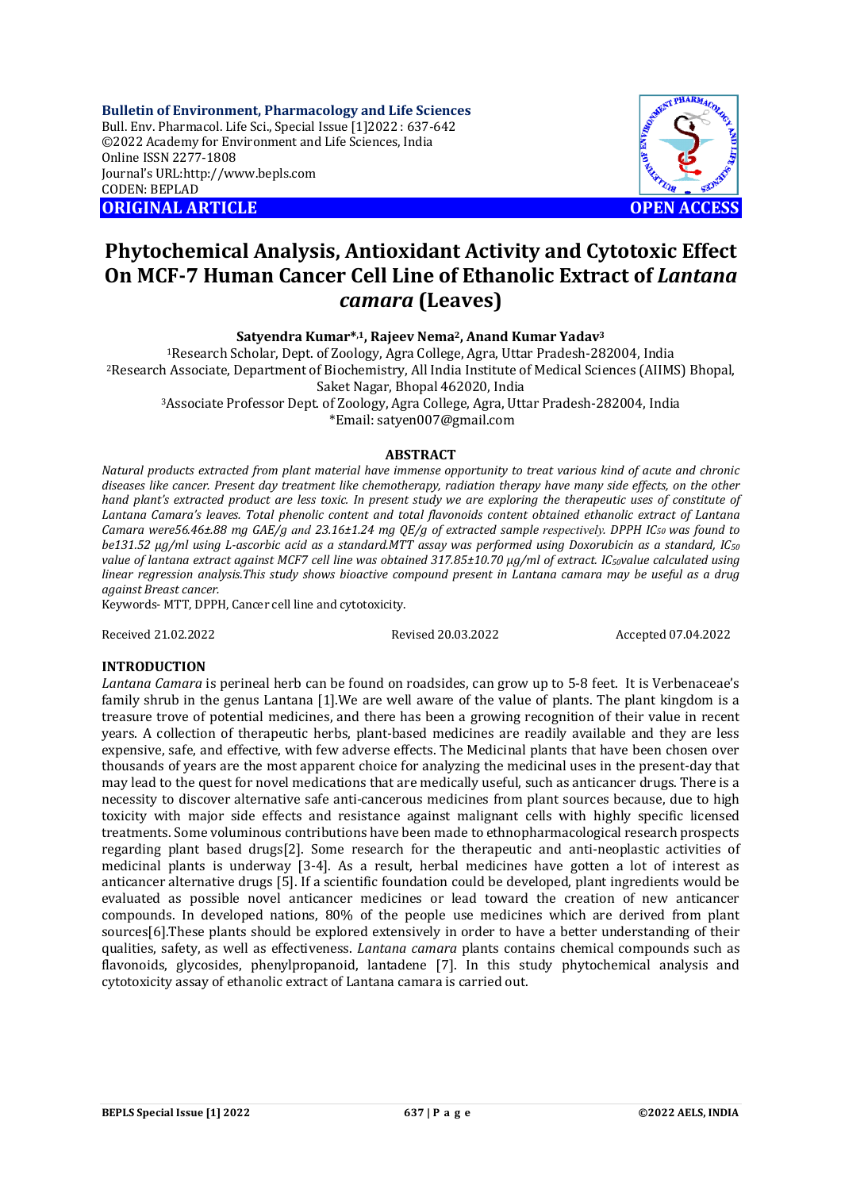**Bulletin of Environment, Pharmacology and Life Sciences**
Bull. Env. Pharmacol. Life Sci., Special Issue [1]2022 : 637-642
©2022 Academy for Environment and Life Sciences, India
Online ISSN 2277-1808
Journal's URL:http://www.bepls.com
CODEN: BEPLAD

**ORIGINAL ARTICLE** **OPEN ACCESS**

# Phytochemical Analysis, Antioxidant Activity and Cytotoxic Effect On MCF-7 Human Cancer Cell Line of Ethanolic Extract of *Lantana camara* (Leaves)

**Satyendra Kumar*[,1], Rajeev Nema[2], Anand Kumar Yadav[3]**

[1]Research Scholar, Dept. of Zoology, Agra College, Agra, Uttar Pradesh-282004, India
[2]Research Associate, Department of Biochemistry, All India Institute of Medical Sciences (AIIMS) Bhopal, Saket Nagar, Bhopal 462020, India
[3]Associate Professor Dept. of Zoology, Agra College, Agra, Uttar Pradesh-282004, India
*Email: satyen007@gmail.com

## ABSTRACT

*Natural products extracted from plant material have immense opportunity to treat various kind of acute and chronic diseases like cancer. Present day treatment like chemotherapy, radiation therapy have many side effects, on the other hand plant's extracted product are less toxic. In present study we are exploring the therapeutic uses of constitute of Lantana Camara's leaves. Total phenolic content and total flavonoids content obtained ethanolic extract of Lantana Camara were56.46±.88 mg GAE/g and 23.16±1.24 mg QE/g of extracted sample respectively. DPPH $IC_{50}$ was found to be131.52 µg/ml using L-ascorbic acid as a standard.MTT assay was performed using Doxorubicin as a standard, $IC_{50}$ value of lantana extract against MCF7 cell line was obtained 317.85±10.70 µg/ml of extract. $IC_{50}$value calculated using linear regression analysis.This study shows bioactive compound present in Lantana camara may be useful as a drug against Breast cancer.*

Keywords- MTT, DPPH, Cancer cell line and cytotoxicity.

Received 21.02.2022 Revised 20.03.2022 Accepted 07.04.2022

## INTRODUCTION

*Lantana Camara* is perineal herb can be found on roadsides, can grow up to 5-8 feet. It is Verbenaceae's family shrub in the genus Lantana [1].We are well aware of the value of plants. The plant kingdom is a treasure trove of potential medicines, and there has been a growing recognition of their value in recent years. A collection of therapeutic herbs, plant-based medicines are readily available and they are less expensive, safe, and effective, with few adverse effects. The Medicinal plants that have been chosen over thousands of years are the most apparent choice for analyzing the medicinal uses in the present-day that may lead to the quest for novel medications that are medically useful, such as anticancer drugs. There is a necessity to discover alternative safe anti-cancerous medicines from plant sources because, due to high toxicity with major side effects and resistance against malignant cells with highly specific licensed treatments. Some voluminous contributions have been made to ethnopharmacological research prospects regarding plant based drugs[2]. Some research for the therapeutic and anti-neoplastic activities of medicinal plants is underway [3-4]. As a result, herbal medicines have gotten a lot of interest as anticancer alternative drugs [5]. If a scientific foundation could be developed, plant ingredients would be evaluated as possible novel anticancer medicines or lead toward the creation of new anticancer compounds. In developed nations, 80% of the people use medicines which are derived from plant sources[6].These plants should be explored extensively in order to have a better understanding of their qualities, safety, as well as effectiveness. *Lantana camara* plants contains chemical compounds such as flavonoids, glycosides, phenylpropanoid, lantadene [7]. In this study phytochemical analysis and cytotoxicity assay of ethanolic extract of Lantana camara is carried out.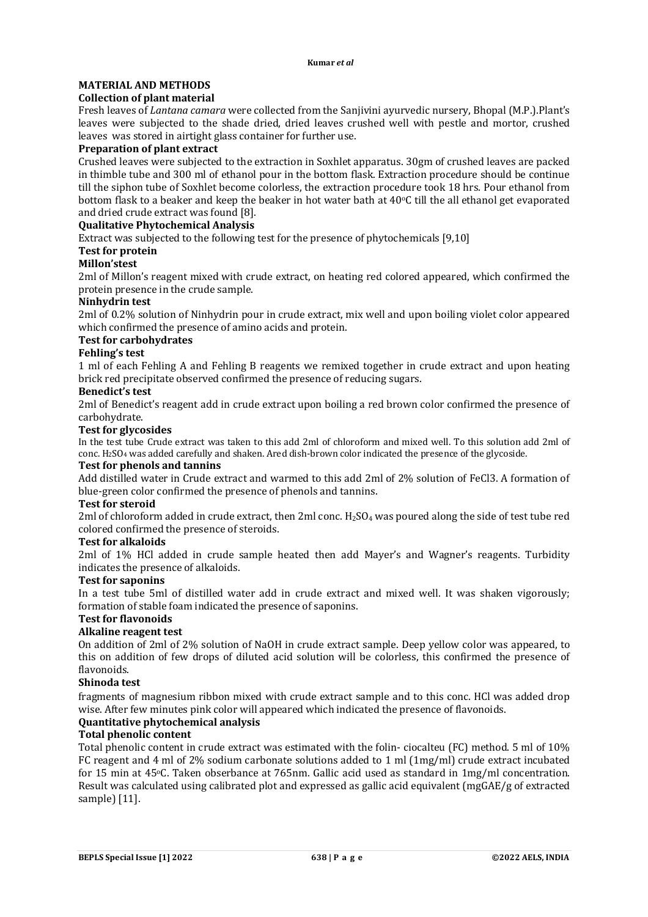## MATERIAL AND METHODS

### Collection of plant material

Fresh leaves of *Lantana camara* were collected from the Sanjivini ayurvedic nursery, Bhopal (M.P.).Plant's leaves were subjected to the shade dried, dried leaves crushed well with pestle and mortor, crushed leaves was stored in airtight glass container for further use.

### Preparation of plant extract

Crushed leaves were subjected to the extraction in Soxhlet apparatus. 30gm of crushed leaves are packed in thimble tube and 300 ml of ethanol pour in the bottom flask. Extraction procedure should be continue till the siphon tube of Soxhlet become colorless, the extraction procedure took 18 hrs. Pour ethanol from bottom flask to a beaker and keep the beaker in hot water bath at 40°C till the all ethanol get evaporated and dried crude extract was found [8].

### Qualitative Phytochemical Analysis

Extract was subjected to the following test for the presence of phytochemicals [9,10]

#### Test for protein

**Millon'stest**

2ml of Millon's reagent mixed with crude extract, on heating red colored appeared, which confirmed the protein presence in the crude sample.

**Ninhydrin test**

2ml of 0.2% solution of Ninhydrin pour in crude extract, mix well and upon boiling violet color appeared which confirmed the presence of amino acids and protein.

#### Test for carbohydrates

**Fehling's test**

1 ml of each Fehling A and Fehling B reagents we remixed together in crude extract and upon heating brick red precipitate observed confirmed the presence of reducing sugars.

**Benedict's test**

2ml of Benedict's reagent add in crude extract upon boiling a red brown color confirmed the presence of carbohydrate.

#### Test for glycosides

In the test tube Crude extract was taken to this add 2ml of chloroform and mixed well. To this solution add 2ml of conc. $H_2SO_4$ was added carefully and shaken. Ared dish-brown color indicated the presence of the glycoside.

#### Test for phenols and tannins

Add distilled water in Crude extract and warmed to this add 2ml of 2% solution of FeCl3. A formation of blue-green color confirmed the presence of phenols and tannins.

#### Test for steroid

2ml of chloroform added in crude extract, then 2ml conc. $H_2SO_4$ was poured along the side of test tube red colored confirmed the presence of steroids.

#### Test for alkaloids

2ml of 1% HCl added in crude sample heated then add Mayer's and Wagner's reagents. Turbidity indicates the presence of alkaloids.

#### Test for saponins

In a test tube 5ml of distilled water add in crude extract and mixed well. It was shaken vigorously; formation of stable foam indicated the presence of saponins.

#### Test for flavonoids

**Alkaline reagent test**

On addition of 2ml of 2% solution of NaOH in crude extract sample. Deep yellow color was appeared, to this on addition of few drops of diluted acid solution will be colorless, this confirmed the presence of flavonoids.

**Shinoda test**

fragments of magnesium ribbon mixed with crude extract sample and to this conc. HCl was added drop wise. After few minutes pink color will appeared which indicated the presence of flavonoids.

### Quantitative phytochemical analysis

#### Total phenolic content

Total phenolic content in crude extract was estimated with the folin- ciocalteu (FC) method. 5 ml of 10% FC reagent and 4 ml of 2% sodium carbonate solutions added to 1 ml (1mg/ml) crude extract incubated for 15 min at 45°C. Taken obserbance at 765nm. Gallic acid used as standard in 1mg/ml concentration. Result was calculated using calibrated plot and expressed as gallic acid equivalent (mgGAE/g of extracted sample) [11].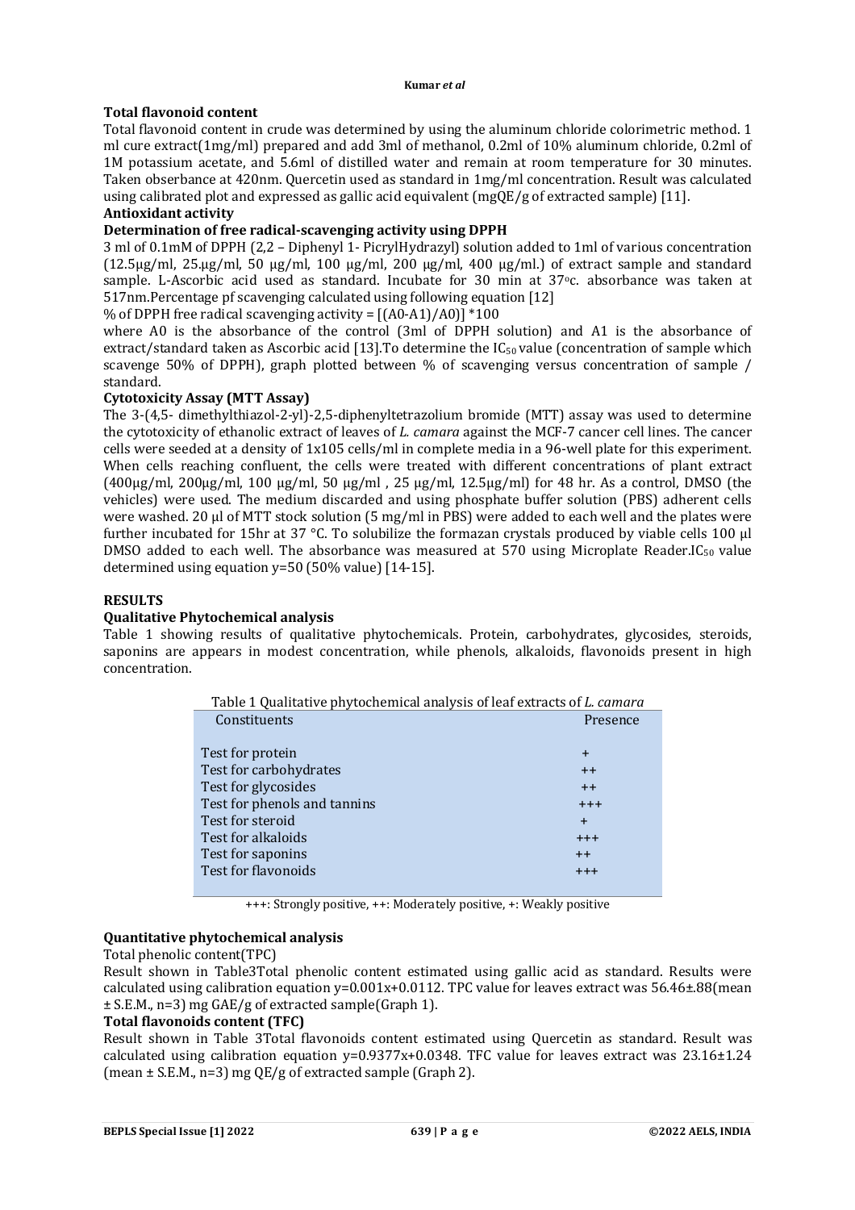**Total flavonoid content**

Total flavonoid content in crude was determined by using the aluminum chloride colorimetric method. 1 ml cure extract(1mg/ml) prepared and add 3ml of methanol, 0.2ml of 10% aluminum chloride, 0.2ml of 1M potassium acetate, and 5.6ml of distilled water and remain at room temperature for 30 minutes. Taken obserbance at 420nm. Quercetin used as standard in 1mg/ml concentration. Result was calculated using calibrated plot and expressed as gallic acid equivalent (mgQE/g of extracted sample) [11].

**Antioxidant activity**

**Determination of free radical-scavenging activity using DPPH**

3 ml of 0.1mM of DPPH (2,2 – Diphenyl 1- PicrylHydrazyl) solution added to 1ml of various concentration (12.5µg/ml, 25.µg/ml, 50 µg/ml, 100 µg/ml, 200 µg/ml, 400 µg/ml.) of extract sample and standard sample. L-Ascorbic acid used as standard. Incubate for 30 min at 37°c. absorbance was taken at 517nm.Percentage pf scavenging calculated using following equation [12]

% of DPPH free radical scavenging activity = $[(A0\text{-}A1)/A0]*100$

where A0 is the absorbance of the control (3ml of DPPH solution) and A1 is the absorbance of extract/standard taken as Ascorbic acid [13].To determine the $IC_{50}$ value (concentration of sample which scavenge 50% of DPPH), graph plotted between % of scavenging versus concentration of sample / standard.

**Cytotoxicity Assay (MTT Assay)**

The 3-(4,5- dimethylthiazol-2-yl)-2,5-diphenyltetrazolium bromide (MTT) assay was used to determine the cytotoxicity of ethanolic extract of leaves of *L. camara* against the MCF-7 cancer cell lines. The cancer cells were seeded at a density of 1x105 cells/ml in complete media in a 96-well plate for this experiment. When cells reaching confluent, the cells were treated with different concentrations of plant extract (400µg/ml, 200µg/ml, 100 µg/ml, 50 µg/ml , 25 µg/ml, 12.5µg/ml) for 48 hr. As a control, DMSO (the vehicles) were used. The medium discarded and using phosphate buffer solution (PBS) adherent cells were washed. 20 µl of MTT stock solution (5 mg/ml in PBS) were added to each well and the plates were further incubated for 15hr at 37 °C. To solubilize the formazan crystals produced by viable cells 100 µl DMSO added to each well. The absorbance was measured at 570 using Microplate Reader.$IC_{50}$ value determined using equation y=50 (50% value) [14-15].

## RESULTS

**Qualitative Phytochemical analysis**

Table 1 showing results of qualitative phytochemicals. Protein, carbohydrates, glycosides, steroids, saponins are appears in modest concentration, while phenols, alkaloids, flavonoids present in high concentration.

Table 1 Qualitative phytochemical analysis of leaf extracts of *L. camara*

| Constituents | Presence |
|---|---|
| Test for protein | + |
| Test for carbohydrates | ++ |
| Test for glycosides | ++ |
| Test for phenols and tannins | +++ |
| Test for steroid | + |
| Test for alkaloids | +++ |
| Test for saponins | ++ |
| Test for flavonoids | +++ |

+++: Strongly positive, ++: Moderately positive, +: Weakly positive

**Quantitative phytochemical analysis**

Total phenolic content(TPC)

Result shown in Table3Total phenolic content estimated using gallic acid as standard. Results were calculated using calibration equation y=0.001x+0.0112. TPC value for leaves extract was 56.46±.88(mean ± S.E.M., n=3) mg GAE/g of extracted sample(Graph 1).

**Total flavonoids content (TFC)**

Result shown in Table 3Total flavonoids content estimated using Quercetin as standard. Result was calculated using calibration equation y=0.9377x+0.0348. TFC value for leaves extract was 23.16±1.24 (mean ± S.E.M., n=3) mg QE/g of extracted sample (Graph 2).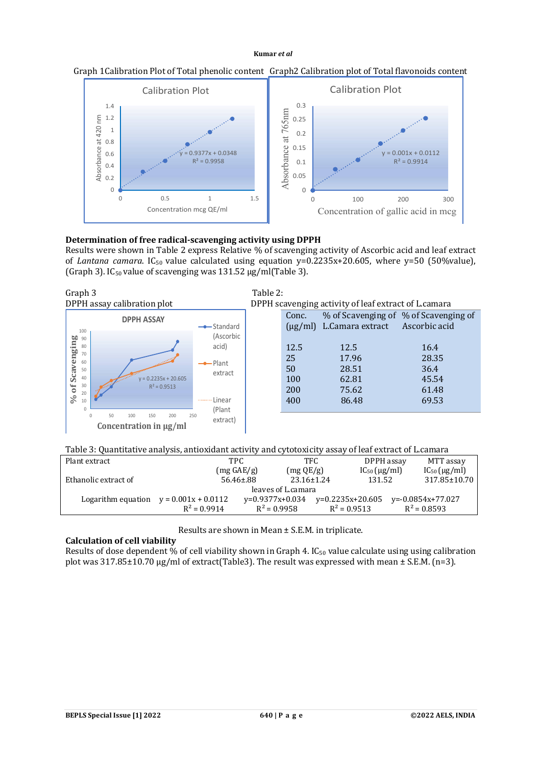Graph 1 Calibration Plot of Total phenolic content

Graph 2 Calibration plot of Total flavonoids content

## Determination of free radical-scavenging activity using DPPH

Results were shown in Table 2 express Relative % of scavenging activity of Ascorbic acid and leaf extract of *Lantana camara*. $IC_{50}$ value calculated using equation y=0.2235x+20.605, where y=50 (50%value), (Graph 3). $IC_{50}$ value of scavenging was 131.52 μg/ml(Table 3).

Graph 3
DPPH assay calibration plot

Table 2:
DPPH scavenging activity of leaf extract of L.camara

| Conc. (μg/ml) | % of Scavenging of L.Camara extract | % of Scavenging of Ascorbic acid |
|---|---|---|
| 12.5 | 12.5 | 16.4 |
| 25 | 17.96 | 28.35 |
| 50 | 28.51 | 36.4 |
| 100 | 62.81 | 45.54 |
| 200 | 75.62 | 61.48 |
| 400 | 86.48 | 69.53 |

Table 3: Quantitative analysis, antioxidant activity and cytotoxicity assay of leaf extract of L.camara

| Plant extract | TPC (mg GAE/g) | TFC (mg QE/g) | DPPH assay $IC_{50}$ (μg/ml) | MTT assay $IC_{50}$ (μg/ml) |
|---|---|---|---|---|
| Ethanolic extract of leaves of L.camara | 56.46±.88 | 23.16±1.24 | 131.52 | 317.85±10.70 |
| Logarithm equation | y = 0.001x + 0.0112, $R^2$ = 0.9914 | y=0.9377x+0.034, $R^2$ = 0.9958 | y=0.2235x+20.605, $R^2$ = 0.9513 | y=-0.0854x+77.027, $R^2$ = 0.8593 |

Results are shown in Mean ± S.E.M. in triplicate.

## Calculation of cell viability

Results of dose dependent % of cell viability shown in Graph 4. $IC_{50}$ value calculate using using calibration plot was 317.85±10.70 μg/ml of extract(Table3). The result was expressed with mean ± S.E.M. (n=3).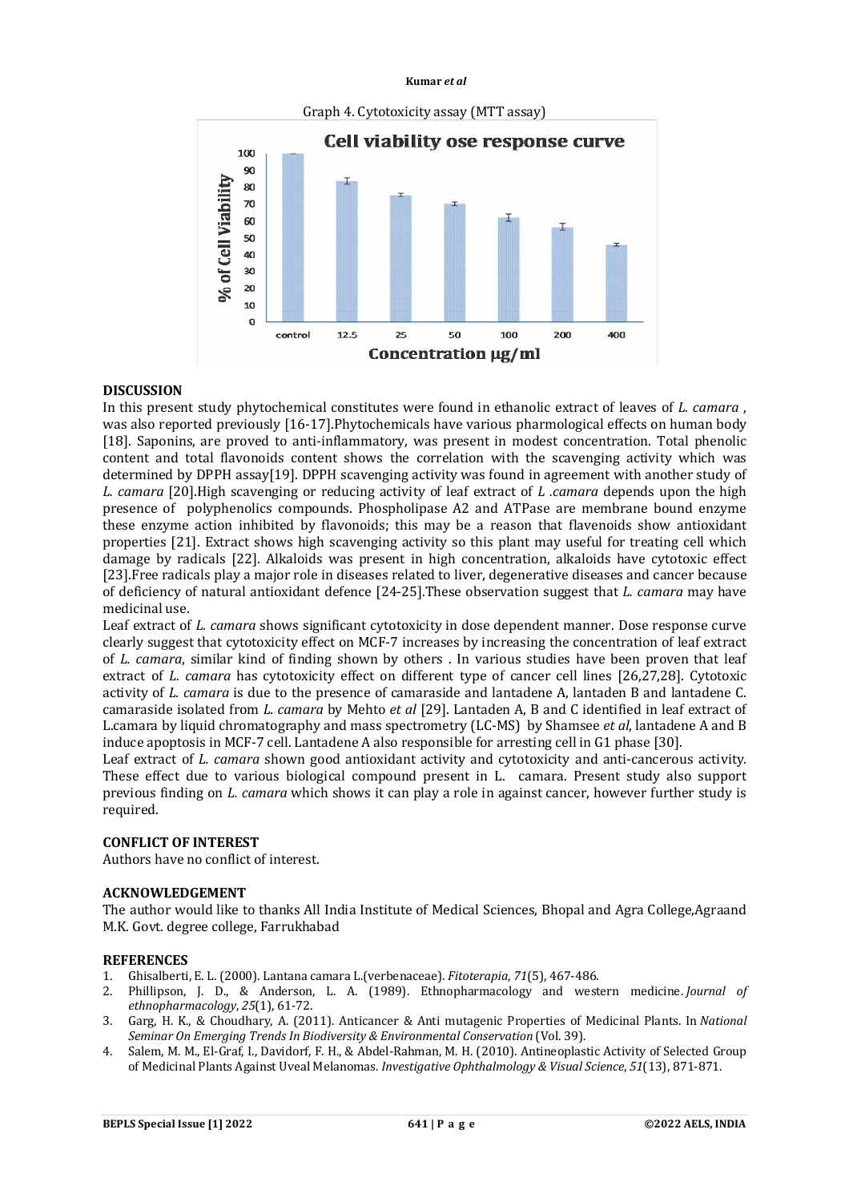Graph 4. Cytotoxicity assay (MTT assay)

## DISCUSSION

In this present study phytochemical constitutes were found in ethanolic extract of leaves of *L. camara* , was also reported previously [16-17].Phytochemicals have various pharmological effects on human body [18]. Saponins, are proved to anti-inflammatory, was present in modest concentration. Total phenolic content and total flavonoids content shows the correlation with the scavenging activity which was determined by DPPH assay[19]. DPPH scavenging activity was found in agreement with another study of *L. camara* [20].High scavenging or reducing activity of leaf extract of *L .camara* depends upon the high presence of polyphenolics compounds. Phospholipase A2 and ATPase are membrane bound enzyme these enzyme action inhibited by flavonoids; this may be a reason that flavenoids show antioxidant properties [21]. Extract shows high scavenging activity so this plant may useful for treating cell which damage by radicals [22]. Alkaloids was present in high concentration, alkaloids have cytotoxic effect [23].Free radicals play a major role in diseases related to liver, degenerative diseases and cancer because of deficiency of natural antioxidant defence [24-25].These observation suggest that *L. camara* may have medicinal use.

Leaf extract of *L. camara* shows significant cytotoxicity in dose dependent manner. Dose response curve clearly suggest that cytotoxicity effect on MCF-7 increases by increasing the concentration of leaf extract of *L. camara*, similar kind of finding shown by others . In various studies have been proven that leaf extract of *L. camara* has cytotoxicity effect on different type of cancer cell lines [26,27,28]. Cytotoxic activity of *L. camara* is due to the presence of camaraside and lantadene A, lantaden B and lantadene C. camaraside isolated from *L. camara* by Mehto *et al* [29]. Lantaden A, B and C identified in leaf extract of L.camara by liquid chromatography and mass spectrometry (LC-MS) by Shamsee *et al*, lantadene A and B induce apoptosis in MCF-7 cell. Lantadene A also responsible for arresting cell in G1 phase [30].

Leaf extract of *L. camara* shown good antioxidant activity and cytotoxicity and anti-cancerous activity. These effect due to various biological compound present in L. camara. Present study also support previous finding on *L. camara* which shows it can play a role in against cancer, however further study is required.

## CONFLICT OF INTEREST

Authors have no conflict of interest.

## ACKNOWLEDGEMENT

The author would like to thanks All India Institute of Medical Sciences, Bhopal and Agra College,Agraand M.K. Govt. degree college, Farrukhabad

## REFERENCES

1. Ghisalberti, E. L. (2000). Lantana camara L.(verbenaceae). *Fitoterapia*, *71*(5), 467-486.
2. Phillipson, J. D., & Anderson, L. A. (1989). Ethnopharmacology and western medicine. *Journal of ethnopharmacology*, *25*(1), 61-72.
3. Garg, H. K., & Choudhary, A. (2011). Anticancer & Anti mutagenic Properties of Medicinal Plants. In *National Seminar On Emerging Trends In Biodiversity & Environmental Conservation* (Vol. 39).
4. Salem, M. M., El-Graf, I., Davidorf, F. H., & Abdel-Rahman, M. H. (2010). Antineoplastic Activity of Selected Group of Medicinal Plants Against Uveal Melanomas. *Investigative Ophthalmology & Visual Science*, *51*(13), 871-871.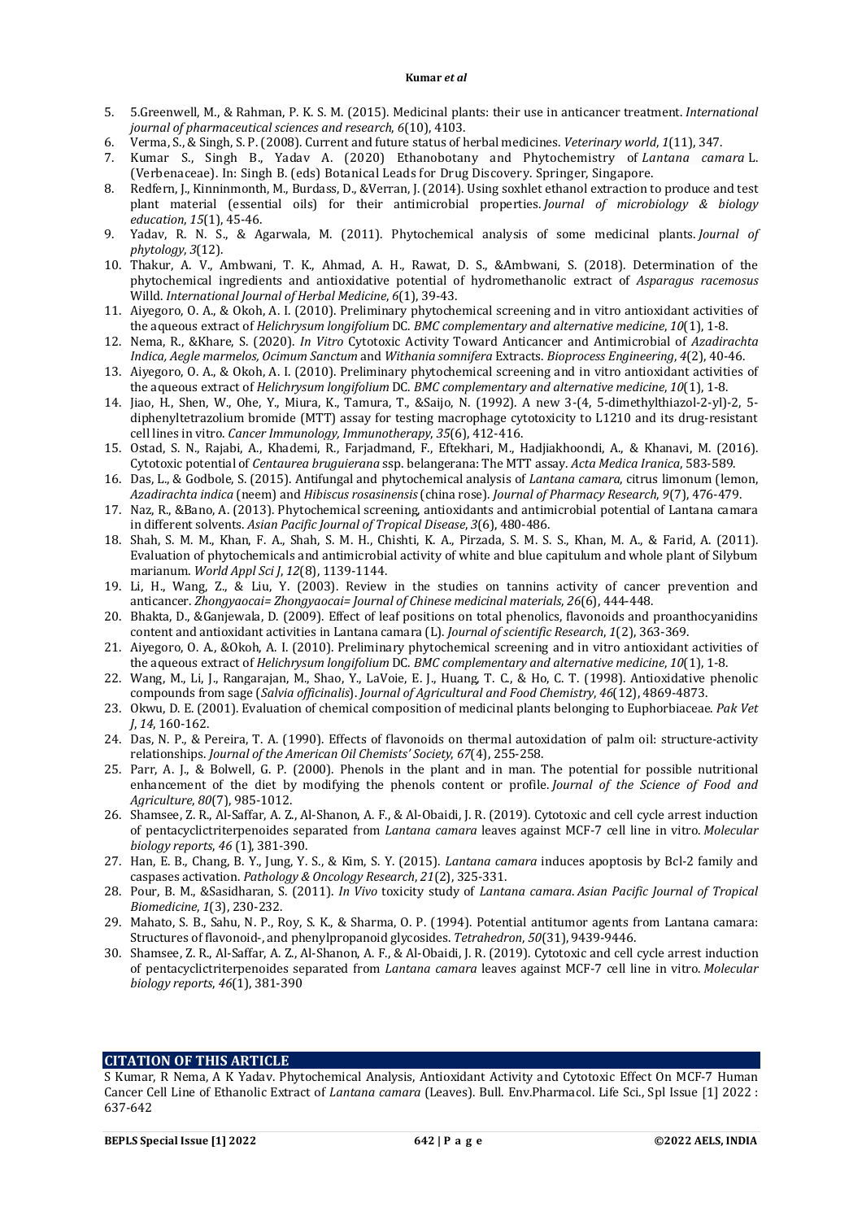5. 5.Greenwell, M., & Rahman, P. K. S. M. (2015). Medicinal plants: their use in anticancer treatment. *International journal of pharmaceutical sciences and research*, *6*(10), 4103.
6. Verma, S., & Singh, S. P. (2008). Current and future status of herbal medicines. *Veterinary world*, *1*(11), 347.
7. Kumar S., Singh B., Yadav A. (2020) Ethanobotany and Phytochemistry of *Lantana camara* L. (Verbenaceae). In: Singh B. (eds) Botanical Leads for Drug Discovery. Springer, Singapore.
8. Redfern, J., Kinninmonth, M., Burdass, D., &Verran, J. (2014). Using soxhlet ethanol extraction to produce and test plant material (essential oils) for their antimicrobial properties. *Journal of microbiology & biology education*, *15*(1), 45-46.
9. Yadav, R. N. S., & Agarwala, M. (2011). Phytochemical analysis of some medicinal plants. *Journal of phytology*, *3*(12).
10. Thakur, A. V., Ambwani, T. K., Ahmad, A. H., Rawat, D. S., &Ambwani, S. (2018). Determination of the phytochemical ingredients and antioxidative potential of hydromethanolic extract of *Asparagus racemosus* Willd. *International Journal of Herbal Medicine*, *6*(1), 39-43.
11. Aiyegoro, O. A., & Okoh, A. I. (2010). Preliminary phytochemical screening and in vitro antioxidant activities of the aqueous extract of *Helichrysum longifolium* DC. *BMC complementary and alternative medicine*, *10*(1), 1-8.
12. Nema, R., &Khare, S. (2020). *In Vitro* Cytotoxic Activity Toward Anticancer and Antimicrobial of *Azadirachta Indica, Aegle marmelos, Ocimum Sanctum* and *Withania somnifera* Extracts. *Bioprocess Engineering*, *4*(2), 40-46.
13. Aiyegoro, O. A., & Okoh, A. I. (2010). Preliminary phytochemical screening and in vitro antioxidant activities of the aqueous extract of *Helichrysum longifolium* DC. *BMC complementary and alternative medicine*, *10*(1), 1-8.
14. Jiao, H., Shen, W., Ohe, Y., Miura, K., Tamura, T., &Saijo, N. (1992). A new 3-(4, 5-dimethylthiazol-2-yl)-2, 5-diphenyltetrazolium bromide (MTT) assay for testing macrophage cytotoxicity to L1210 and its drug-resistant cell lines in vitro. *Cancer Immunology, Immunotherapy*, *35*(6), 412-416.
15. Ostad, S. N., Rajabi, A., Khademi, R., Farjadmand, F., Eftekhari, M., Hadjiakhoondi, A., & Khanavi, M. (2016). Cytotoxic potential of *Centaurea bruguierana* ssp. belangerana: The MTT assay. *Acta Medica Iranica*, 583-589.
16. Das, L., & Godbole, S. (2015). Antifungal and phytochemical analysis of *Lantana camara*, citrus limonum (lemon, *Azadirachta indica* (neem) and *Hibiscus rosasinensis* (china rose). *Journal of Pharmacy Research*, *9*(7), 476-479.
17. Naz, R., &Bano, A. (2013). Phytochemical screening, antioxidants and antimicrobial potential of Lantana camara in different solvents. *Asian Pacific Journal of Tropical Disease*, *3*(6), 480-486.
18. Shah, S. M. M., Khan, F. A., Shah, S. M. H., Chishti, K. A., Pirzada, S. M. S. S., Khan, M. A., & Farid, A. (2011). Evaluation of phytochemicals and antimicrobial activity of white and blue capitulum and whole plant of Silybum marianum. *World Appl Sci J*, *12*(8), 1139-1144.
19. Li, H., Wang, Z., & Liu, Y. (2003). Review in the studies on tannins activity of cancer prevention and anticancer. *Zhongyaocai= Zhongyaocai= Journal of Chinese medicinal materials*, *26*(6), 444-448.
20. Bhakta, D., &Ganjewala, D. (2009). Effect of leaf positions on total phenolics, flavonoids and proanthocyanidins content and antioxidant activities in Lantana camara (L). *Journal of scientific Research*, *1*(2), 363-369.
21. Aiyegoro, O. A., &Okoh, A. I. (2010). Preliminary phytochemical screening and in vitro antioxidant activities of the aqueous extract of *Helichrysum longifolium* DC. *BMC complementary and alternative medicine*, *10*(1), 1-8.
22. Wang, M., Li, J., Rangarajan, M., Shao, Y., LaVoie, E. J., Huang, T. C., & Ho, C. T. (1998). Antioxidative phenolic compounds from sage (*Salvia officinalis*). *Journal of Agricultural and Food Chemistry*, *46*(12), 4869-4873.
23. Okwu, D. E. (2001). Evaluation of chemical composition of medicinal plants belonging to Euphorbiaceae. *Pak Vet J*, *14*, 160-162.
24. Das, N. P., & Pereira, T. A. (1990). Effects of flavonoids on thermal autoxidation of palm oil: structure-activity relationships. *Journal of the American Oil Chemists' Society*, *67*(4), 255-258.
25. Parr, A. J., & Bolwell, G. P. (2000). Phenols in the plant and in man. The potential for possible nutritional enhancement of the diet by modifying the phenols content or profile. *Journal of the Science of Food and Agriculture*, *80*(7), 985-1012.
26. Shamsee, Z. R., Al-Saffar, A. Z., Al-Shanon, A. F., & Al-Obaidi, J. R. (2019). Cytotoxic and cell cycle arrest induction of pentacyclictriterpenoides separated from *Lantana camara* leaves against MCF-7 cell line in vitro. *Molecular biology reports*, *46* (1), 381-390.
27. Han, E. B., Chang, B. Y., Jung, Y. S., & Kim, S. Y. (2015). *Lantana camara* induces apoptosis by Bcl-2 family and caspases activation. *Pathology & Oncology Research*, *21*(2), 325-331.
28. Pour, B. M., &Sasidharan, S. (2011). *In Vivo* toxicity study of *Lantana camara*. *Asian Pacific Journal of Tropical Biomedicine*, *1*(3), 230-232.
29. Mahato, S. B., Sahu, N. P., Roy, S. K., & Sharma, O. P. (1994). Potential antitumor agents from Lantana camara: Structures of flavonoid-, and phenylpropanoid glycosides. *Tetrahedron*, *50*(31), 9439-9446.
30. Shamsee, Z. R., Al-Saffar, A. Z., Al-Shanon, A. F., & Al-Obaidi, J. R. (2019). Cytotoxic and cell cycle arrest induction of pentacyclictriterpenoides separated from *Lantana camara* leaves against MCF-7 cell line in vitro. *Molecular biology reports*, *46*(1), 381-390

**CITATION OF THIS ARTICLE**

S Kumar, R Nema, A K Yadav. Phytochemical Analysis, Antioxidant Activity and Cytotoxic Effect On MCF-7 Human Cancer Cell Line of Ethanolic Extract of *Lantana camara* (Leaves). Bull. Env.Pharmacol. Life Sci., Spl Issue [1] 2022 : 637-642